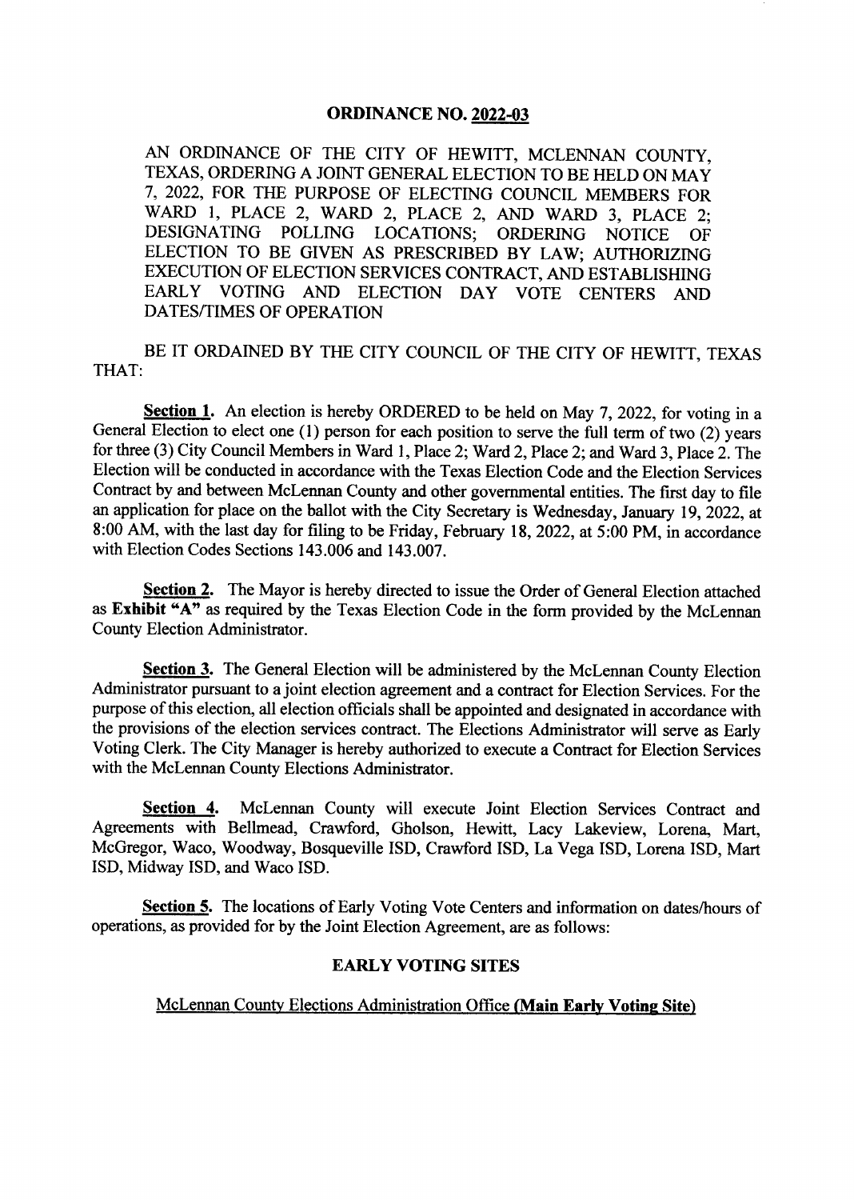# ORDINANCE NO. 2022-03

AN ORDINANCE OF THE CITY OF HEWITT, MCLENNAN COUNTY, TEXAS, ORDERING A JOINT GENERAL ELECTION TO BE HELD ON MAY 7, 2022, FOR THE PURPOSE OF ELECTING COUNCIL MEMBERS FOR WARD 1, PLACE 2, WARD 2, PLACE 2, AND WARD 3, PLACE 2; DESIGNATING POLLING LOCATIONS; ORDERING NOTICE OF ELECTION TO BE GIVEN AS PRESCRIBED BY LAW; AUTHORIZING EXECUTION OF ELECTION SERVICES CONTRACT, AND ESTABLISHING EARLY VOTING AND ELECTION DAY VOTE CENTERS AND DATES/TIMES OF OPERATION

BE IT ORDAINED BY THE CITY COUNCIL OF THE CITY OF HEWITT, TEXAS THAT:

**Section 1.** An election is hereby ORDERED to be held on May 7, 2022, for voting in a General Election to elect one (1) person for each position to serve the full term of two (2) years for three (3) City Council Members in Ward 1, Place 2; Ward 2, Place 2; and Ward 3, Place 2. The Election will be conducted in accordance with the Texas Election Code and the Election Services Contract by and between McLennan County and other governmental entities. The first day to file an application for place on the ballot with the City Secretary is Wednesday, January 19, 2022, at 8:00 AM, with the last day for filing to be Friday, February 18, 2022, at 5:00 PM, in accordance with Election Codes Sections 143.006 and 143.007.

**Section 2.** The Mayor is hereby directed to issue the Order of General Election attached as **Exhibit "A"** as required by the Texas Election Code in the form provided by the McLennan County Election Administrator.

**Section 3.** The General Election will be administered by the McLennan County Election Administrator pursuant to a joint election agreement and a contract for Election Services. For the purpose of this election, all election officials shall be appointed and designated in accordance with the provisions of the election services contract. The Elections Administrator will serve as Early Voting Clerk. The City Manager is hereby authorized to execute a Contract for Election Services with the McLennan County Elections Administrator.

**Section 4.** McLennan County will execute Joint Election Services Contract and Agreements with Bellmead, Crawford, Gholson, Hewitt, Lacy Lakeview, Lorena, Mart, McGregor, Waco, Woodway, Bosqueville ISD, Crawford ISD, La Vega ISD, Lorena ISD, Mart ISD, Midway ISD, and Waco ISD.

**Section 5.** The locations of Early Voting Vote Centers and information on dates/hours of operations, as provided for by the Joint Election Agreement, are as follows:

**EARLY VOTING SITES**

McLennan County Elections Administration Office **(Main Early Voting Site)**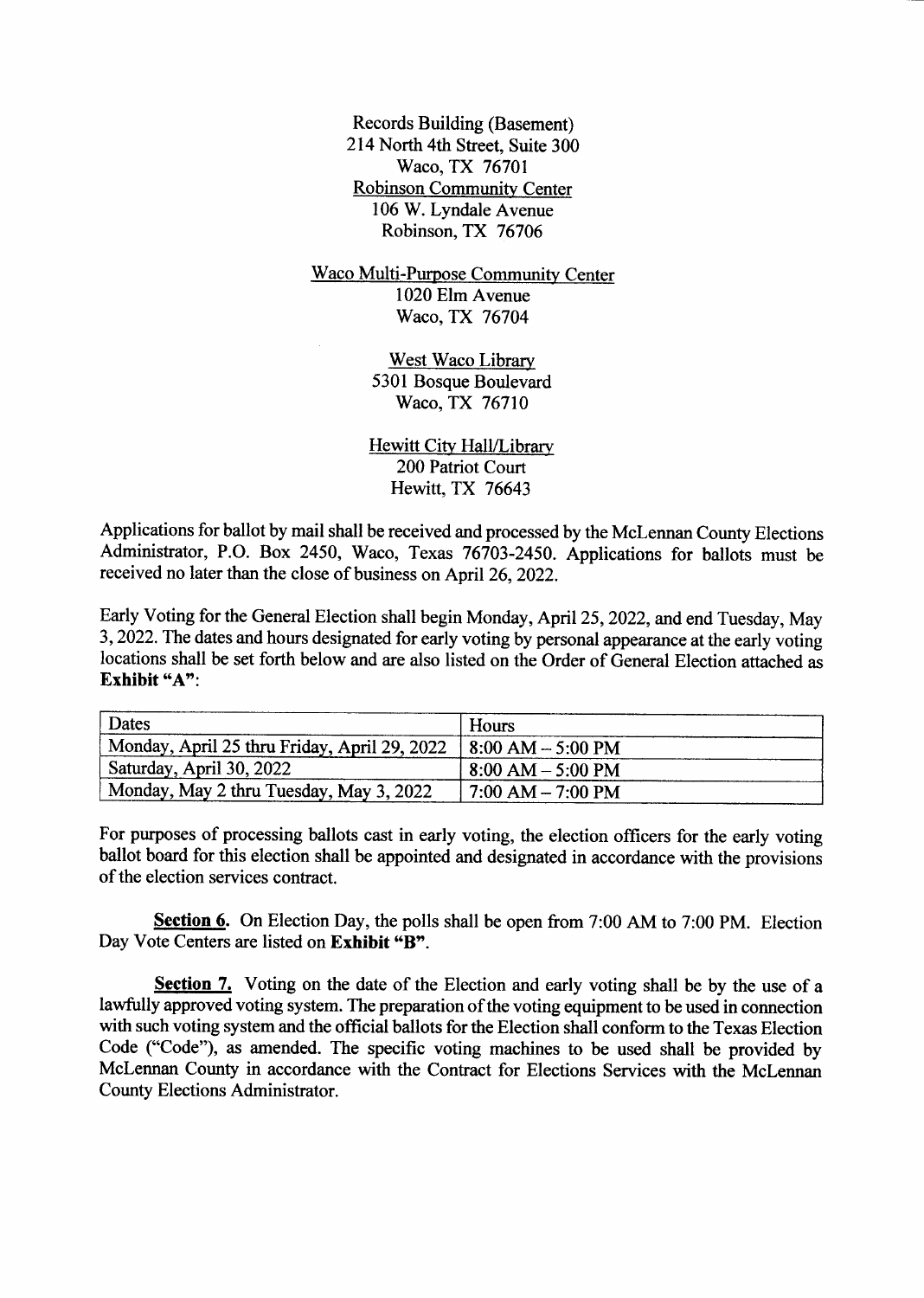Records Building (Basement)
214 North 4th Street, Suite 300
Waco, TX 76701

<u>Robinson Community Center</u>
106 W. Lyndale Avenue
Robinson, TX 76706

<u>Waco Multi-Purpose Community Center</u>
1020 Elm Avenue
Waco, TX 76704

<u>West Waco Library</u>
5301 Bosque Boulevard
Waco, TX 76710

<u>Hewitt City Hall/Library</u>
200 Patriot Court
Hewitt, TX 76643

Applications for ballot by mail shall be received and processed by the McLennan County Elections Administrator, P.O. Box 2450, Waco, Texas 76703-2450. Applications for ballots must be received no later than the close of business on April 26, 2022.

Early Voting for the General Election shall begin Monday, April 25, 2022, and end Tuesday, May 3, 2022. The dates and hours designated for early voting by personal appearance at the early voting locations shall be set forth below and are also listed on the Order of General Election attached as **Exhibit "A"**:

| Dates | Hours |
|---|---|
| Monday, April 25 thru Friday, April 29, 2022 | 8:00 AM – 5:00 PM |
| Saturday, April 30, 2022 | 8:00 AM – 5:00 PM |
| Monday, May 2 thru Tuesday, May 3, 2022 | 7:00 AM – 7:00 PM |

For purposes of processing ballots cast in early voting, the election officers for the early voting ballot board for this election shall be appointed and designated in accordance with the provisions of the election services contract.

**<u>Section 6.</u>** On Election Day, the polls shall be open from 7:00 AM to 7:00 PM. Election Day Vote Centers are listed on **Exhibit "B"**.

**<u>Section 7.</u>** Voting on the date of the Election and early voting shall be by the use of a lawfully approved voting system. The preparation of the voting equipment to be used in connection with such voting system and the official ballots for the Election shall conform to the Texas Election Code ("Code"), as amended. The specific voting machines to be used shall be provided by McLennan County in accordance with the Contract for Elections Services with the McLennan County Elections Administrator.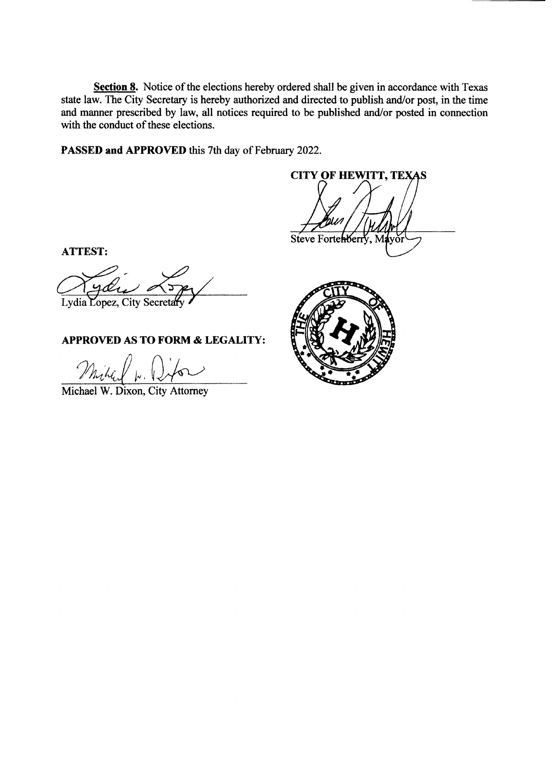**<u>Section 8.</u>** Notice of the elections hereby ordered shall be given in accordance with Texas state law. The City Secretary is hereby authorized and directed to publish and/or post, in the time and manner prescribed by law, all notices required to be published and/or posted in connection with the conduct of these elections.

**PASSED and APPROVED** this 7th day of February 2022.

**CITY OF HEWITT, TEXAS**

Steve Fortenberry, Mayor

**ATTEST:**

Lydia Lopez, City Secretary

**APPROVED AS TO FORM & LEGALITY:**

Michael W. Dixon, City Attorney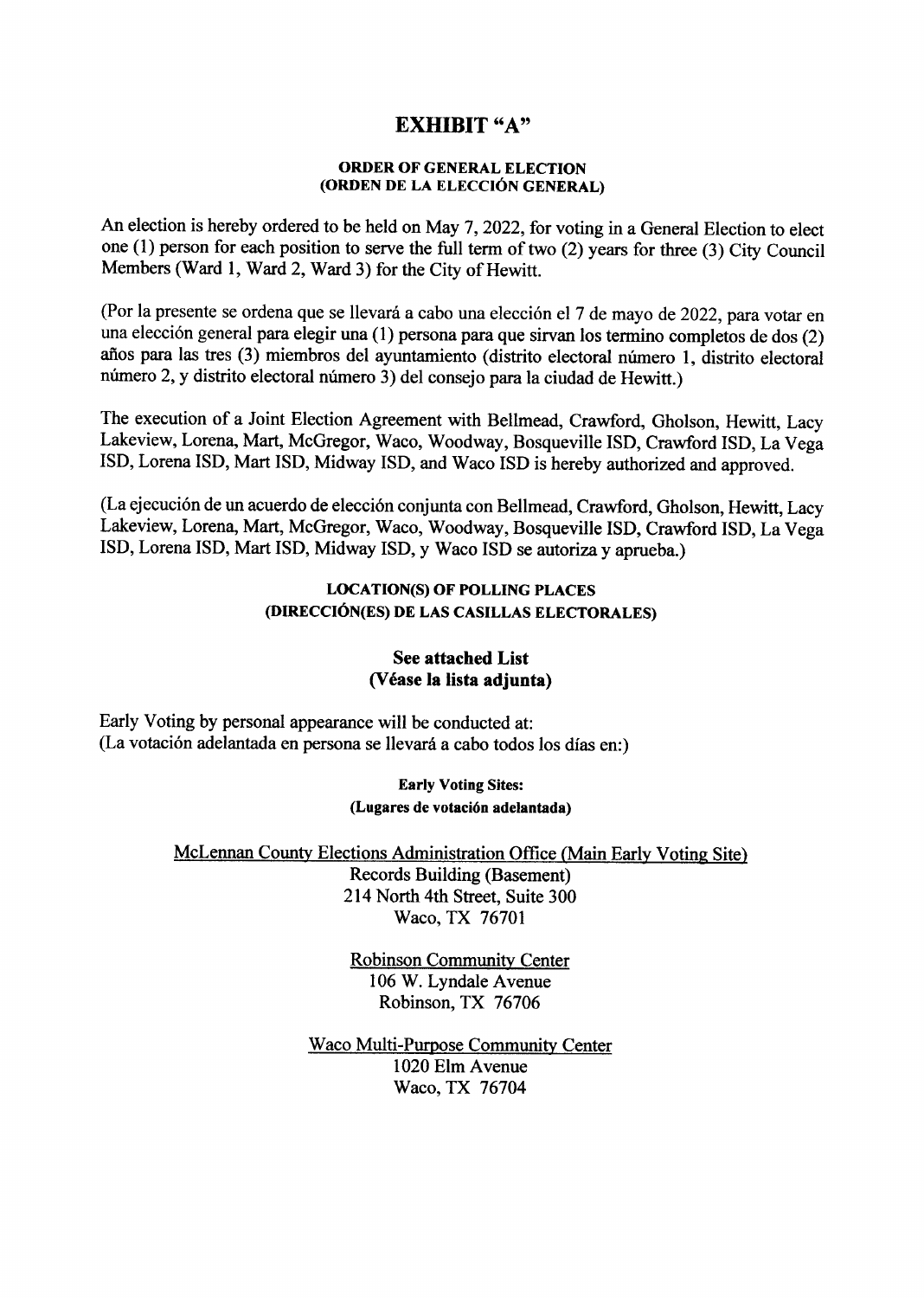# EXHIBIT "A"

### ORDER OF GENERAL ELECTION
### (ORDEN DE LA ELECCIÓN GENERAL)

An election is hereby ordered to be held on May 7, 2022, for voting in a General Election to elect one (1) person for each position to serve the full term of two (2) years for three (3) City Council Members (Ward 1, Ward 2, Ward 3) for the City of Hewitt.

(Por la presente se ordena que se llevará a cabo una elección el 7 de mayo de 2022, para votar en una elección general para elegir una (1) persona para que sirvan los termino completos de dos (2) años para las tres (3) miembros del ayuntamiento (distrito electoral número 1, distrito electoral número 2, y distrito electoral número 3) del consejo para la ciudad de Hewitt.)

The execution of a Joint Election Agreement with Bellmead, Crawford, Gholson, Hewitt, Lacy Lakeview, Lorena, Mart, McGregor, Waco, Woodway, Bosqueville ISD, Crawford ISD, La Vega ISD, Lorena ISD, Mart ISD, Midway ISD, and Waco ISD is hereby authorized and approved.

(La ejecución de un acuerdo de elección conjunta con Bellmead, Crawford, Gholson, Hewitt, Lacy Lakeview, Lorena, Mart, McGregor, Waco, Woodway, Bosqueville ISD, Crawford ISD, La Vega ISD, Lorena ISD, Mart ISD, Midway ISD, y Waco ISD se autoriza y aprueba.)

### LOCATION(S) OF POLLING PLACES
### (DIRECCIÓN(ES) DE LAS CASILLAS ELECTORALES)

**See attached List**
**(Véase la lista adjunta)**

Early Voting by personal appearance will be conducted at:
(La votación adelantada en persona se llevará a cabo todos los días en:)

**Early Voting Sites:**
**(Lugares de votación adelantada)**

McLennan County Elections Administration Office (Main Early Voting Site)
Records Building (Basement)
214 North 4th Street, Suite 300
Waco, TX 76701

Robinson Community Center
106 W. Lyndale Avenue
Robinson, TX 76706

Waco Multi-Purpose Community Center
1020 Elm Avenue
Waco, TX 76704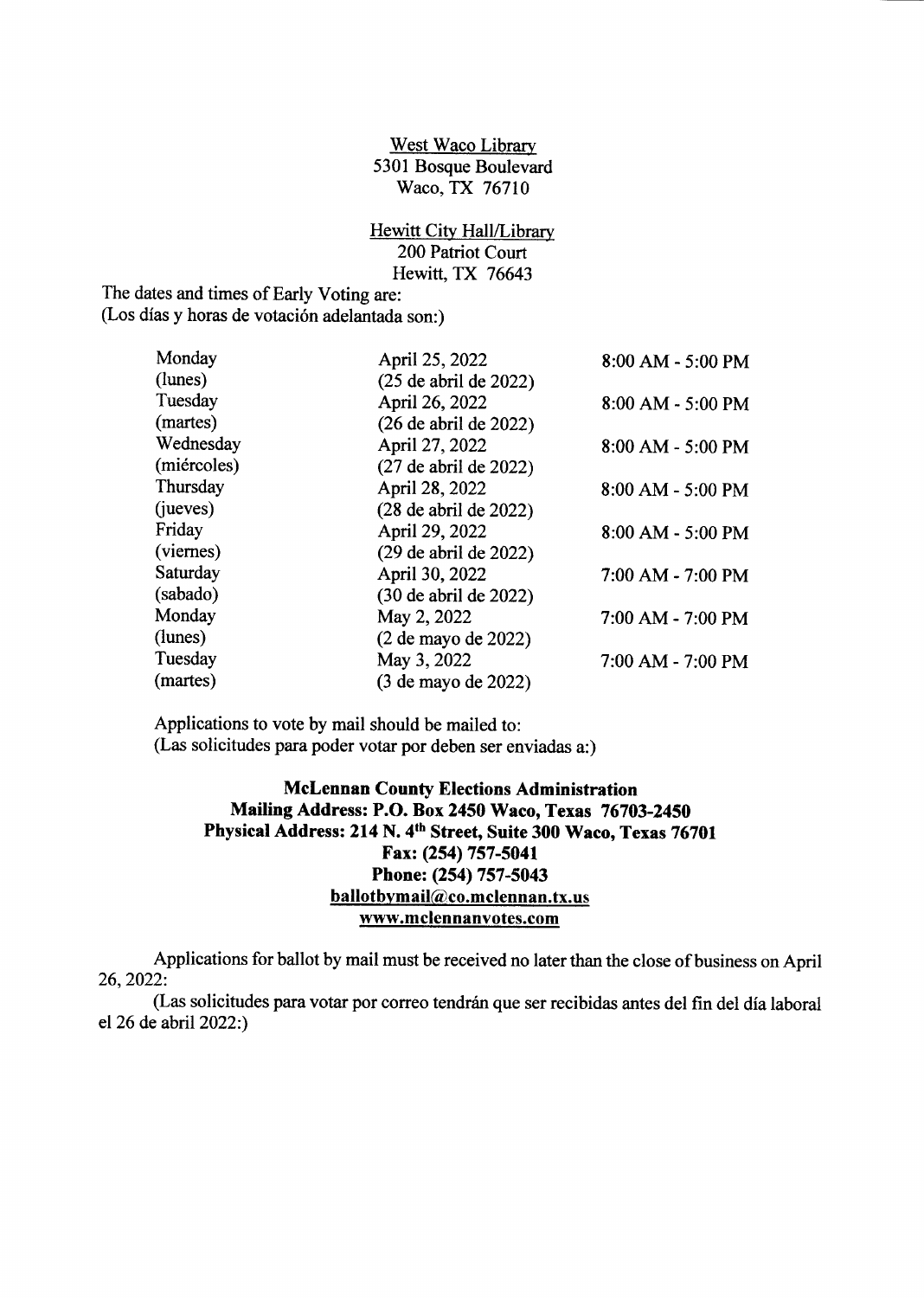<u>West Waco Library</u>
5301 Bosque Boulevard
Waco, TX 76710

<u>Hewitt City Hall/Library</u>
200 Patriot Court
Hewitt, TX 76643

The dates and times of Early Voting are:
(Los días y horas de votación adelantada son:)

| | | |
|---|---|---|
| Monday (lunes) | April 25, 2022 (25 de abril de 2022) | 8:00 AM - 5:00 PM |
| Tuesday (martes) | April 26, 2022 (26 de abril de 2022) | 8:00 AM - 5:00 PM |
| Wednesday (miércoles) | April 27, 2022 (27 de abril de 2022) | 8:00 AM - 5:00 PM |
| Thursday (jueves) | April 28, 2022 (28 de abril de 2022) | 8:00 AM - 5:00 PM |
| Friday (viernes) | April 29, 2022 (29 de abril de 2022) | 8:00 AM - 5:00 PM |
| Saturday (sabado) | April 30, 2022 (30 de abril de 2022) | 7:00 AM - 7:00 PM |
| Monday (lunes) | May 2, 2022 (2 de mayo de 2022) | 7:00 AM - 7:00 PM |
| Tuesday (martes) | May 3, 2022 (3 de mayo de 2022) | 7:00 AM - 7:00 PM |

Applications to vote by mail should be mailed to:
(Las solicitudes para poder votar por deben ser enviadas a:)

**McLennan County Elections Administration**
**Mailing Address: P.O. Box 2450 Waco, Texas 76703-2450**
**Physical Address: 214 N. 4th Street, Suite 300 Waco, Texas 76701**
**Fax: (254) 757-5041**
**Phone: (254) 757-5043**
**<u>ballotbymail@co.mclennan.tx.us</u>**
**<u>www.mclennanvotes.com</u>**

Applications for ballot by mail must be received no later than the close of business on April 26, 2022:

(Las solicitudes para votar por correo tendrán que ser recibidas antes del fin del día laboral el 26 de abril 2022:)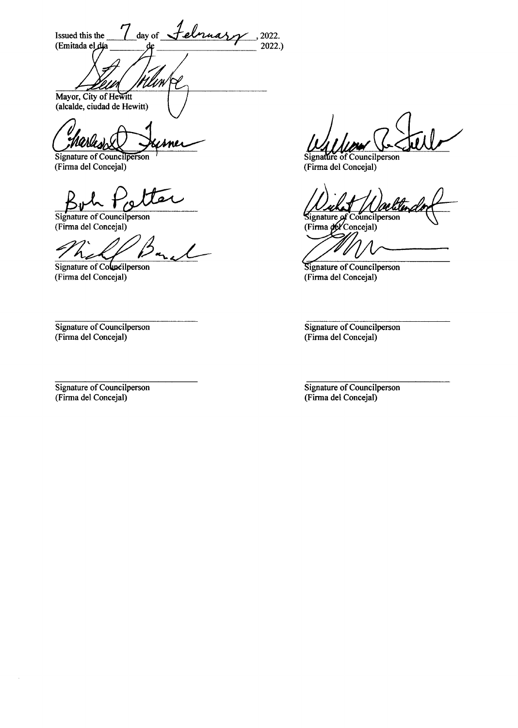Issued this the 7 day of February, 2022.
(Emitada el día ______ de ______ 2022.)

Mayor, City of Hewitt
(alcalde, ciudad de Hewitt)

Signature of Councilperson
(Firma del Concejal)

Signature of Councilperson
(Firma del Concejal)

Signature of Councilperson
(Firma del Concejal)

Signature of Councilperson
(Firma del Concejal)

Signature of Councilperson
(Firma del Concejal)

Signature of Councilperson
(Firma del Concejal)

Signature of Councilperson
(Firma del Concejal)

Signature of Councilperson
(Firma del Concejal)

Signature of Councilperson
(Firma del Concejal)

Signature of Councilperson
(Firma del Concejal)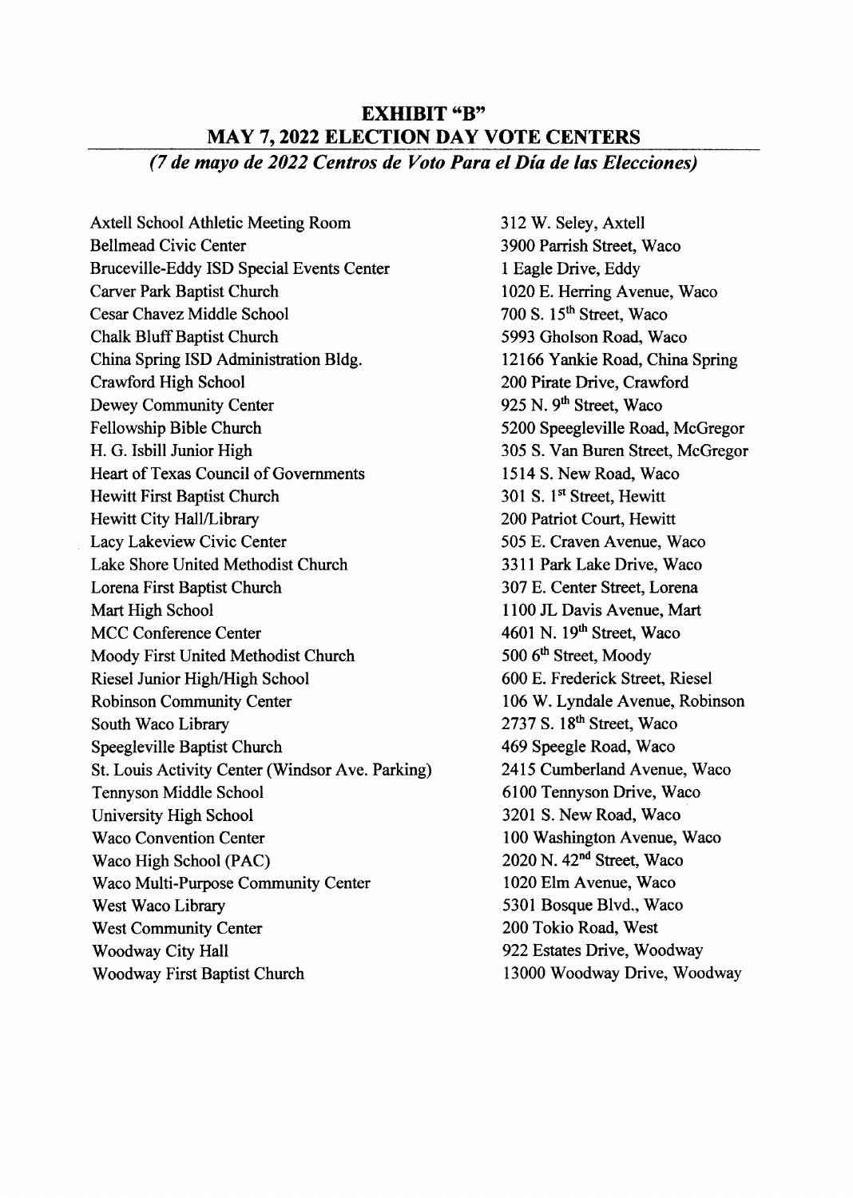# EXHIBIT "B"
## MAY 7, 2022 ELECTION DAY VOTE CENTERS
***(7 de mayo de 2022 Centros de Voto Para el Día de las Elecciones)***

| Location | Address |
|---|---|
| Axtell School Athletic Meeting Room | 312 W. Seley, Axtell |
| Bellmead Civic Center | 3900 Parrish Street, Waco |
| Bruceville-Eddy ISD Special Events Center | 1 Eagle Drive, Eddy |
| Carver Park Baptist Church | 1020 E. Herring Avenue, Waco |
| Cesar Chavez Middle School | 700 S. 15th Street, Waco |
| Chalk Bluff Baptist Church | 5993 Gholson Road, Waco |
| China Spring ISD Administration Bldg. | 12166 Yankie Road, China Spring |
| Crawford High School | 200 Pirate Drive, Crawford |
| Dewey Community Center | 925 N. 9th Street, Waco |
| Fellowship Bible Church | 5200 Speegleville Road, McGregor |
| H. G. Isbill Junior High | 305 S. Van Buren Street, McGregor |
| Heart of Texas Council of Governments | 1514 S. New Road, Waco |
| Hewitt First Baptist Church | 301 S. 1st Street, Hewitt |
| Hewitt City Hall/Library | 200 Patriot Court, Hewitt |
| Lacy Lakeview Civic Center | 505 E. Craven Avenue, Waco |
| Lake Shore United Methodist Church | 3311 Park Lake Drive, Waco |
| Lorena First Baptist Church | 307 E. Center Street, Lorena |
| Mart High School | 1100 JL Davis Avenue, Mart |
| MCC Conference Center | 4601 N. 19th Street, Waco |
| Moody First United Methodist Church | 500 6th Street, Moody |
| Riesel Junior High/High School | 600 E. Frederick Street, Riesel |
| Robinson Community Center | 106 W. Lyndale Avenue, Robinson |
| South Waco Library | 2737 S. 18th Street, Waco |
| Speegleville Baptist Church | 469 Speegle Road, Waco |
| St. Louis Activity Center (Windsor Ave. Parking) | 2415 Cumberland Avenue, Waco |
| Tennyson Middle School | 6100 Tennyson Drive, Waco |
| University High School | 3201 S. New Road, Waco |
| Waco Convention Center | 100 Washington Avenue, Waco |
| Waco High School (PAC) | 2020 N. 42nd Street, Waco |
| Waco Multi-Purpose Community Center | 1020 Elm Avenue, Waco |
| West Waco Library | 5301 Bosque Blvd., Waco |
| West Community Center | 200 Tokio Road, West |
| Woodway City Hall | 922 Estates Drive, Woodway |
| Woodway First Baptist Church | 13000 Woodway Drive, Woodway |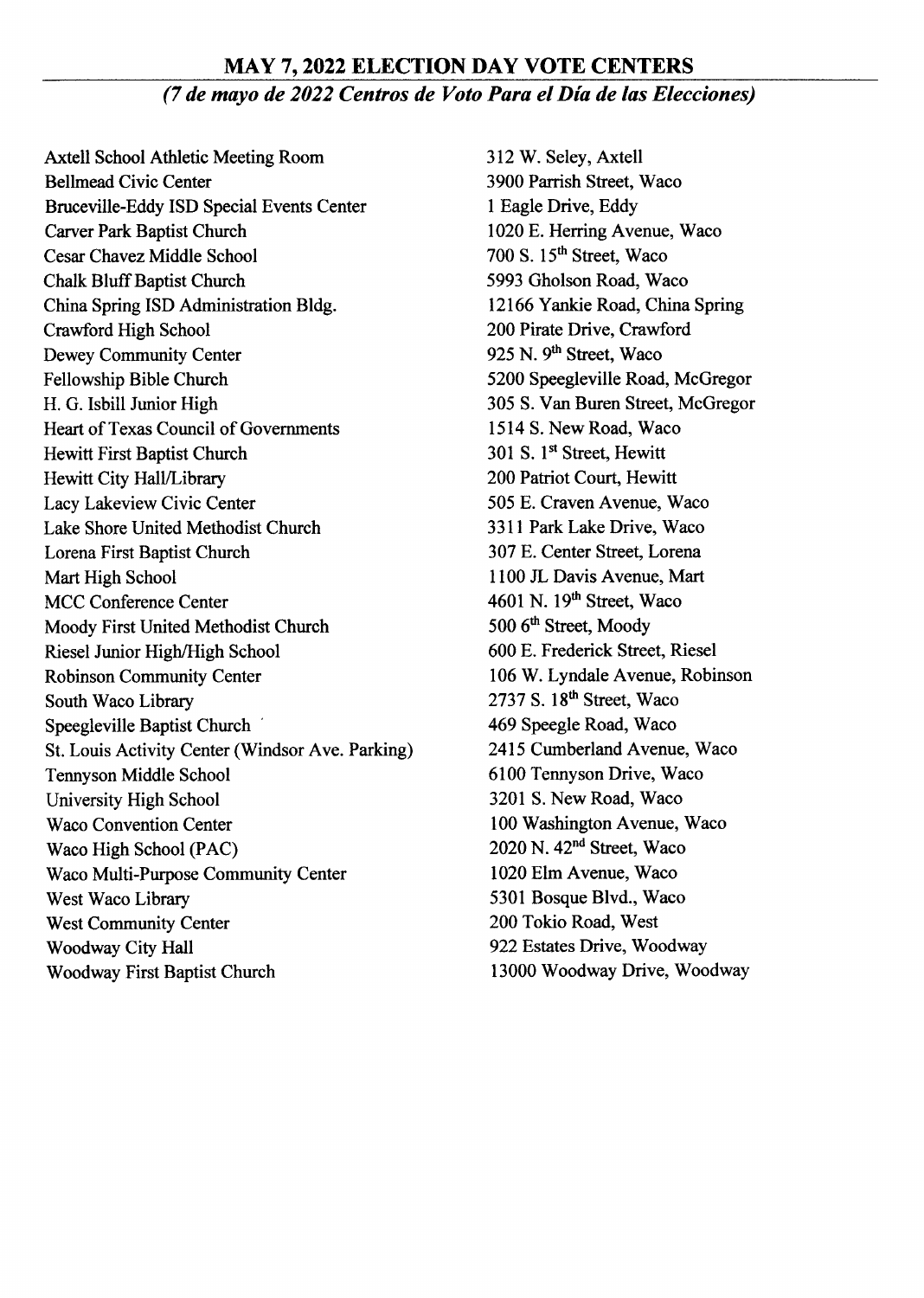## MAY 7, 2022 ELECTION DAY VOTE CENTERS

### *(7 de mayo de 2022 Centros de Voto Para el Día de las Elecciones)*

| | |
|---|---|
| Axtell School Athletic Meeting Room | 312 W. Seley, Axtell |
| Bellmead Civic Center | 3900 Parrish Street, Waco |
| Bruceville-Eddy ISD Special Events Center | 1 Eagle Drive, Eddy |
| Carver Park Baptist Church | 1020 E. Herring Avenue, Waco |
| Cesar Chavez Middle School | 700 S. 15th Street, Waco |
| Chalk Bluff Baptist Church | 5993 Gholson Road, Waco |
| China Spring ISD Administration Bldg. | 12166 Yankie Road, China Spring |
| Crawford High School | 200 Pirate Drive, Crawford |
| Dewey Community Center | 925 N. 9th Street, Waco |
| Fellowship Bible Church | 5200 Speegleville Road, McGregor |
| H. G. Isbill Junior High | 305 S. Van Buren Street, McGregor |
| Heart of Texas Council of Governments | 1514 S. New Road, Waco |
| Hewitt First Baptist Church | 301 S. 1st Street, Hewitt |
| Hewitt City Hall/Library | 200 Patriot Court, Hewitt |
| Lacy Lakeview Civic Center | 505 E. Craven Avenue, Waco |
| Lake Shore United Methodist Church | 3311 Park Lake Drive, Waco |
| Lorena First Baptist Church | 307 E. Center Street, Lorena |
| Mart High School | 1100 JL Davis Avenue, Mart |
| MCC Conference Center | 4601 N. 19th Street, Waco |
| Moody First United Methodist Church | 500 6th Street, Moody |
| Riesel Junior High/High School | 600 E. Frederick Street, Riesel |
| Robinson Community Center | 106 W. Lyndale Avenue, Robinson |
| South Waco Library | 2737 S. 18th Street, Waco |
| Speegleville Baptist Church | 469 Speegle Road, Waco |
| St. Louis Activity Center (Windsor Ave. Parking) | 2415 Cumberland Avenue, Waco |
| Tennyson Middle School | 6100 Tennyson Drive, Waco |
| University High School | 3201 S. New Road, Waco |
| Waco Convention Center | 100 Washington Avenue, Waco |
| Waco High School (PAC) | 2020 N. 42nd Street, Waco |
| Waco Multi-Purpose Community Center | 1020 Elm Avenue, Waco |
| West Waco Library | 5301 Bosque Blvd., Waco |
| West Community Center | 200 Tokio Road, West |
| Woodway City Hall | 922 Estates Drive, Woodway |
| Woodway First Baptist Church | 13000 Woodway Drive, Woodway |